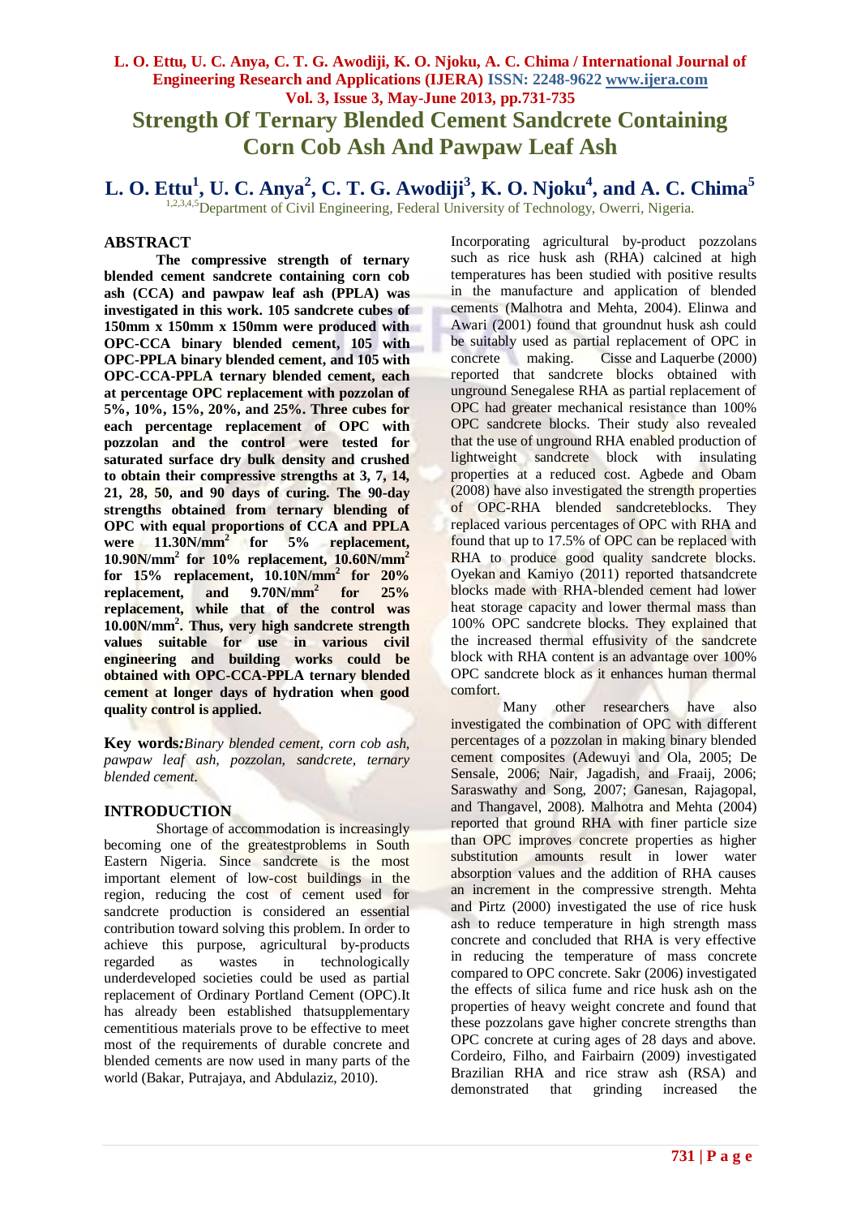# Strength Of Ternary Blended Cement Sandcrete Containing Corn Cob Ash And Pawpaw Leaf Ash

**L. O. Ettu[1], U. C. Anya[2], C. T. G. Awodiji[3], K. O. Njoku[4], and A. C. Chima[5]**

[1,2,3,4,5]Department of Civil Engineering, Federal University of Technology, Owerri, Nigeria.

## ABSTRACT

**The compressive strength of ternary blended cement sandcrete containing corn cob ash (CCA) and pawpaw leaf ash (PPLA) was investigated in this work. 105 sandcrete cubes of 150mm x 150mm x 150mm were produced with OPC-CCA binary blended cement, 105 with OPC-PPLA binary blended cement, and 105 with OPC-CCA-PPLA ternary blended cement, each at percentage OPC replacement with pozzolan of 5%, 10%, 15%, 20%, and 25%. Three cubes for each percentage replacement of OPC with pozzolan and the control were tested for saturated surface dry bulk density and crushed to obtain their compressive strengths at 3, 7, 14, 21, 28, 50, and 90 days of curing. The 90-day strengths obtained from ternary blending of OPC with equal proportions of CCA and PPLA were 11.30N/mm$^2$ for 5% replacement, 10.90N/mm$^2$ for 10% replacement, 10.60N/mm$^2$ for 15% replacement, 10.10N/mm$^2$ for 20% replacement, and 9.70N/mm$^2$ for 25% replacement, while that of the control was 10.00N/mm$^2$. Thus, very high sandcrete strength values suitable for use in various civil engineering and building works could be obtained with OPC-CCA-PPLA ternary blended cement at longer days of hydration when good quality control is applied.**

**Key words:** *Binary blended cement, corn cob ash, pawpaw leaf ash, pozzolan, sandcrete, ternary blended cement.*

## INTRODUCTION

Shortage of accommodation is increasingly becoming one of the greatestproblems in South Eastern Nigeria. Since sandcrete is the most important element of low-cost buildings in the region, reducing the cost of cement used for sandcrete production is considered an essential contribution toward solving this problem. In order to achieve this purpose, agricultural by-products regarded as wastes in technologically underdeveloped societies could be used as partial replacement of Ordinary Portland Cement (OPC).It has already been established thatsupplementary cementitious materials prove to be effective to meet most of the requirements of durable concrete and blended cements are now used in many parts of the world (Bakar, Putrajaya, and Abdulaziz, 2010).

Incorporating agricultural by-product pozzolans such as rice husk ash (RHA) calcined at high temperatures has been studied with positive results in the manufacture and application of blended cements (Malhotra and Mehta, 2004). Elinwa and Awari (2001) found that groundnut husk ash could be suitably used as partial replacement of OPC in concrete making. Cisse and Laquerbe (2000) reported that sandcrete blocks obtained with unground Senegalese RHA as partial replacement of OPC had greater mechanical resistance than 100% OPC sandcrete blocks. Their study also revealed that the use of unground RHA enabled production of lightweight sandcrete block with insulating properties at a reduced cost. Agbede and Obam (2008) have also investigated the strength properties of OPC-RHA blended sandcreteblocks. They replaced various percentages of OPC with RHA and found that up to 17.5% of OPC can be replaced with RHA to produce good quality sandcrete blocks. Oyekan and Kamiyo (2011) reported thatsandcrete blocks made with RHA-blended cement had lower heat storage capacity and lower thermal mass than 100% OPC sandcrete blocks. They explained that the increased thermal effusivity of the sandcrete block with RHA content is an advantage over 100% OPC sandcrete block as it enhances human thermal comfort.

Many other researchers have also investigated the combination of OPC with different percentages of a pozzolan in making binary blended cement composites (Adewuyi and Ola, 2005; De Sensale, 2006; Nair, Jagadish, and Fraaij, 2006; Saraswathy and Song, 2007; Ganesan, Rajagopal, and Thangavel, 2008). Malhotra and Mehta (2004) reported that ground RHA with finer particle size than OPC improves concrete properties as higher substitution amounts result in lower water absorption values and the addition of RHA causes an increment in the compressive strength. Mehta and Pirtz (2000) investigated the use of rice husk ash to reduce temperature in high strength mass concrete and concluded that RHA is very effective in reducing the temperature of mass concrete compared to OPC concrete. Sakr (2006) investigated the effects of silica fume and rice husk ash on the properties of heavy weight concrete and found that these pozzolans gave higher concrete strengths than OPC concrete at curing ages of 28 days and above. Cordeiro, Filho, and Fairbairn (2009) investigated Brazilian RHA and rice straw ash (RSA) and demonstrated that grinding increased the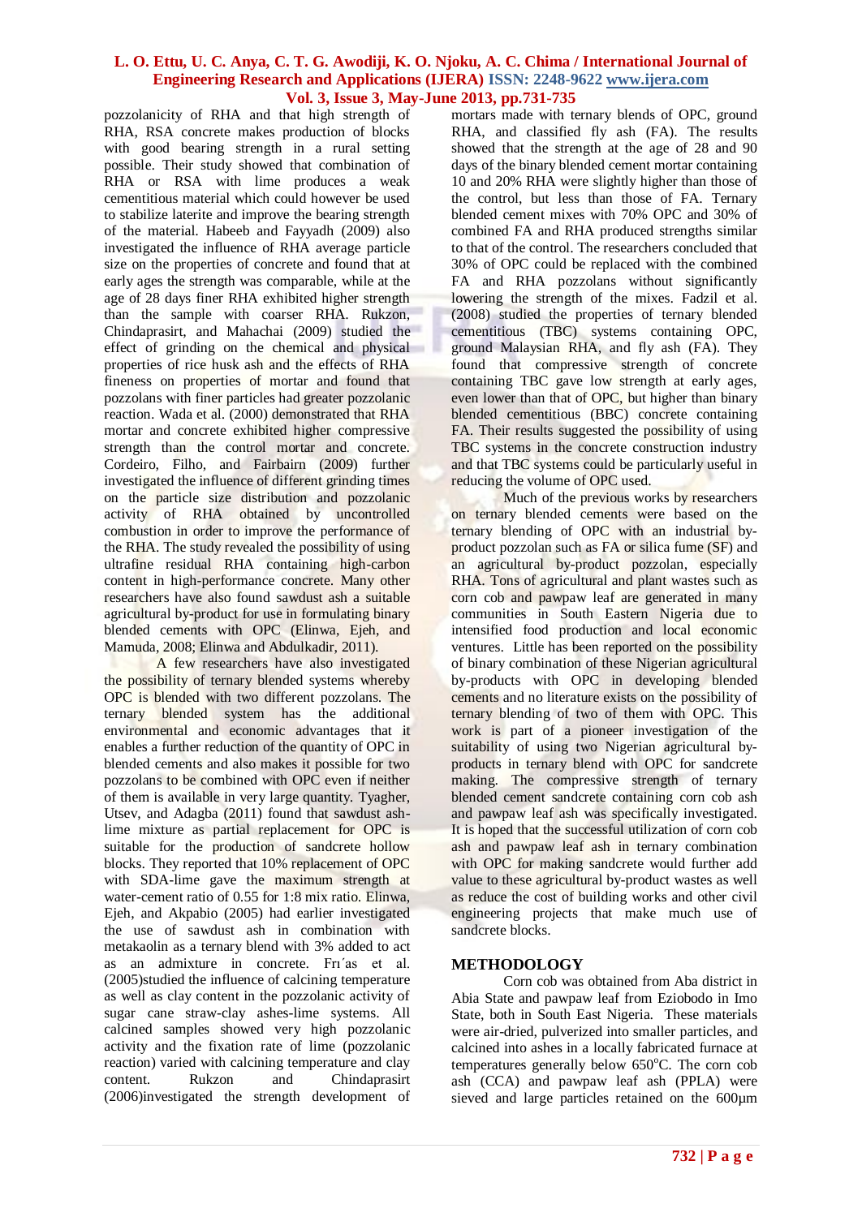pozzolanicity of RHA and that high strength of RHA, RSA concrete makes production of blocks with good bearing strength in a rural setting possible. Their study showed that combination of RHA or RSA with lime produces a weak cementitious material which could however be used to stabilize laterite and improve the bearing strength of the material. Habeeb and Fayyadh (2009) also investigated the influence of RHA average particle size on the properties of concrete and found that at early ages the strength was comparable, while at the age of 28 days finer RHA exhibited higher strength than the sample with coarser RHA. Rukzon, Chindaprasirt, and Mahachai (2009) studied the effect of grinding on the chemical and physical properties of rice husk ash and the effects of RHA fineness on properties of mortar and found that pozzolans with finer particles had greater pozzolanic reaction. Wada et al. (2000) demonstrated that RHA mortar and concrete exhibited higher compressive strength than the control mortar and concrete. Cordeiro, Filho, and Fairbairn (2009) further investigated the influence of different grinding times on the particle size distribution and pozzolanic activity of RHA obtained by uncontrolled combustion in order to improve the performance of the RHA. The study revealed the possibility of using ultrafine residual RHA containing high-carbon content in high-performance concrete. Many other researchers have also found sawdust ash a suitable agricultural by-product for use in formulating binary blended cements with OPC (Elinwa, Ejeh, and Mamuda, 2008; Elinwa and Abdulkadir, 2011).

A few researchers have also investigated the possibility of ternary blended systems whereby OPC is blended with two different pozzolans. The ternary blended system has the additional environmental and economic advantages that it enables a further reduction of the quantity of OPC in blended cements and also makes it possible for two pozzolans to be combined with OPC even if neither of them is available in very large quantity. Tyagher, Utsev, and Adagba (2011) found that sawdust ash-lime mixture as partial replacement for OPC is suitable for the production of sandcrete hollow blocks. They reported that 10% replacement of OPC with SDA-lime gave the maximum strength at water-cement ratio of 0.55 for 1:8 mix ratio. Elinwa, Ejeh, and Akpabio (2005) had earlier investigated the use of sawdust ash in combination with metakaolin as a ternary blend with 3% added to act as an admixture in concrete. Frı´as et al. (2005)studied the influence of calcining temperature as well as clay content in the pozzolanic activity of sugar cane straw-clay ashes-lime systems. All calcined samples showed very high pozzolanic activity and the fixation rate of lime (pozzolanic reaction) varied with calcining temperature and clay content. Rukzon and Chindaprasirt (2006)investigated the strength development of mortars made with ternary blends of OPC, ground RHA, and classified fly ash (FA). The results showed that the strength at the age of 28 and 90 days of the binary blended cement mortar containing 10 and 20% RHA were slightly higher than those of the control, but less than those of FA. Ternary blended cement mixes with 70% OPC and 30% of combined FA and RHA produced strengths similar to that of the control. The researchers concluded that 30% of OPC could be replaced with the combined FA and RHA pozzolans without significantly lowering the strength of the mixes. Fadzil et al. (2008) studied the properties of ternary blended cementitious (TBC) systems containing OPC, ground Malaysian RHA, and fly ash (FA). They found that compressive strength of concrete containing TBC gave low strength at early ages, even lower than that of OPC, but higher than binary blended cementitious (BBC) concrete containing FA. Their results suggested the possibility of using TBC systems in the concrete construction industry and that TBC systems could be particularly useful in reducing the volume of OPC used.

Much of the previous works by researchers on ternary blended cements were based on the ternary blending of OPC with an industrial by-product pozzolan such as FA or silica fume (SF) and an agricultural by-product pozzolan, especially RHA. Tons of agricultural and plant wastes such as corn cob and pawpaw leaf are generated in many communities in South Eastern Nigeria due to intensified food production and local economic ventures. Little has been reported on the possibility of binary combination of these Nigerian agricultural by-products with OPC in developing blended cements and no literature exists on the possibility of ternary blending of two of them with OPC. This work is part of a pioneer investigation of the suitability of using two Nigerian agricultural by-products in ternary blend with OPC for sandcrete making. The compressive strength of ternary blended cement sandcrete containing corn cob ash and pawpaw leaf ash was specifically investigated. It is hoped that the successful utilization of corn cob ash and pawpaw leaf ash in ternary combination with OPC for making sandcrete would further add value to these agricultural by-product wastes as well as reduce the cost of building works and other civil engineering projects that make much use of sandcrete blocks.

## METHODOLOGY

Corn cob was obtained from Aba district in Abia State and pawpaw leaf from Eziobodo in Imo State, both in South East Nigeria. These materials were air-dried, pulverized into smaller particles, and calcined into ashes in a locally fabricated furnace at temperatures generally below 650$^{o}$C. The corn cob ash (CCA) and pawpaw leaf ash (PPLA) were sieved and large particles retained on the 600μm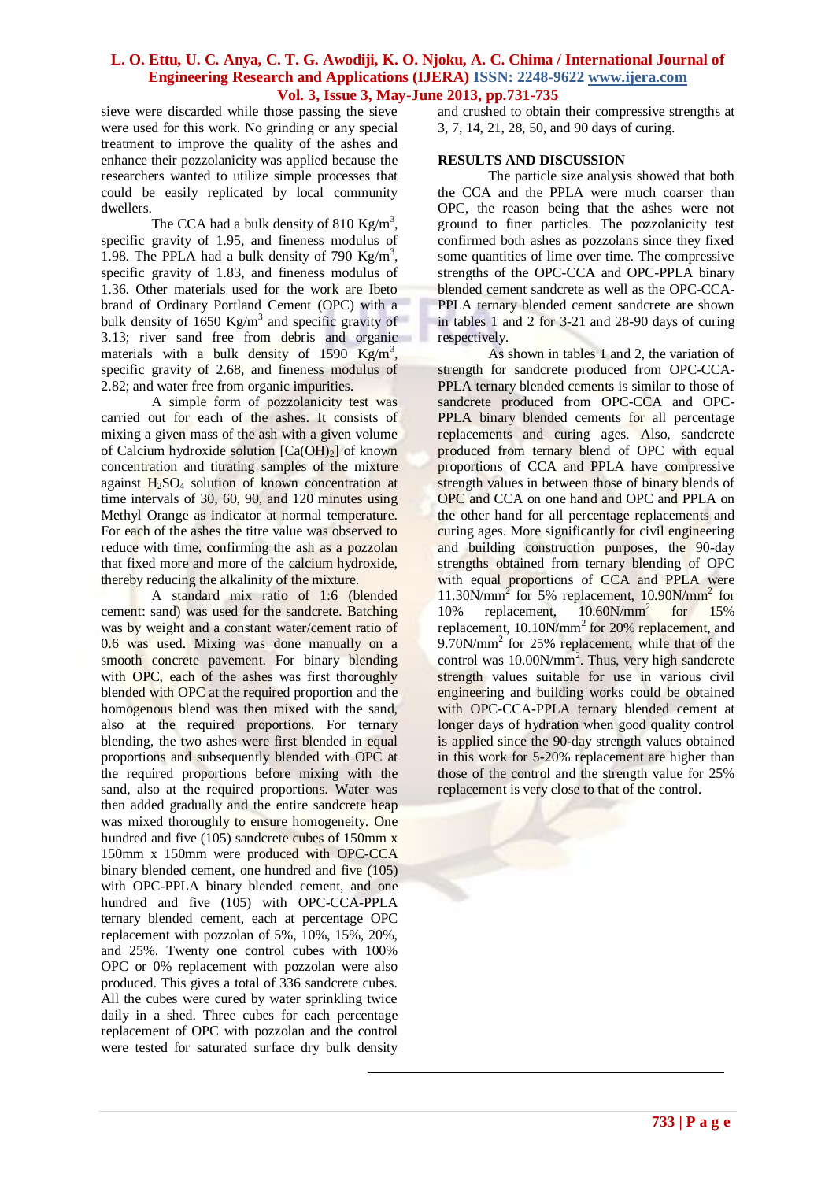sieve were discarded while those passing the sieve were used for this work. No grinding or any special treatment to improve the quality of the ashes and enhance their pozzolanicity was applied because the researchers wanted to utilize simple processes that could be easily replicated by local community dwellers.

The CCA had a bulk density of 810 $Kg/m^3$, specific gravity of 1.95, and fineness modulus of 1.98. The PPLA had a bulk density of 790 $Kg/m^3$, specific gravity of 1.83, and fineness modulus of 1.36. Other materials used for the work are Ibeto brand of Ordinary Portland Cement (OPC) with a bulk density of 1650 $Kg/m^3$ and specific gravity of 3.13; river sand free from debris and organic materials with a bulk density of 1590 $Kg/m^3$, specific gravity of 2.68, and fineness modulus of 2.82; and water free from organic impurities.

A simple form of pozzolanicity test was carried out for each of the ashes. It consists of mixing a given mass of the ash with a given volume of Calcium hydroxide solution [$Ca(OH)_2$] of known concentration and titrating samples of the mixture against $H_2SO_4$ solution of known concentration at time intervals of 30, 60, 90, and 120 minutes using Methyl Orange as indicator at normal temperature. For each of the ashes the titre value was observed to reduce with time, confirming the ash as a pozzolan that fixed more and more of the calcium hydroxide, thereby reducing the alkalinity of the mixture.

A standard mix ratio of 1:6 (blended cement: sand) was used for the sandcrete. Batching was by weight and a constant water/cement ratio of 0.6 was used. Mixing was done manually on a smooth concrete pavement. For binary blending with OPC, each of the ashes was first thoroughly blended with OPC at the required proportion and the homogenous blend was then mixed with the sand, also at the required proportions. For ternary blending, the two ashes were first blended in equal proportions and subsequently blended with OPC at the required proportions before mixing with the sand, also at the required proportions. Water was then added gradually and the entire sandcrete heap was mixed thoroughly to ensure homogeneity. One hundred and five (105) sandcrete cubes of 150mm x 150mm x 150mm were produced with OPC-CCA binary blended cement, one hundred and five (105) with OPC-PPLA binary blended cement, and one hundred and five (105) with OPC-CCA-PPLA ternary blended cement, each at percentage OPC replacement with pozzolan of 5%, 10%, 15%, 20%, and 25%. Twenty one control cubes with 100% OPC or 0% replacement with pozzolan were also produced. This gives a total of 336 sandcrete cubes. All the cubes were cured by water sprinkling twice daily in a shed. Three cubes for each percentage replacement of OPC with pozzolan and the control were tested for saturated surface dry bulk density and crushed to obtain their compressive strengths at 3, 7, 14, 21, 28, 50, and 90 days of curing.

## RESULTS AND DISCUSSION

The particle size analysis showed that both the CCA and the PPLA were much coarser than OPC, the reason being that the ashes were not ground to finer particles. The pozzolanicity test confirmed both ashes as pozzolans since they fixed some quantities of lime over time. The compressive strengths of the OPC-CCA and OPC-PPLA binary blended cement sandcrete as well as the OPC-CCA-PPLA ternary blended cement sandcrete are shown in tables 1 and 2 for 3-21 and 28-90 days of curing respectively.

As shown in tables 1 and 2, the variation of strength for sandcrete produced from OPC-CCA-PPLA ternary blended cements is similar to those of sandcrete produced from OPC-CCA and OPC-PPLA binary blended cements for all percentage replacements and curing ages. Also, sandcrete produced from ternary blend of OPC with equal proportions of CCA and PPLA have compressive strength values in between those of binary blends of OPC and CCA on one hand and OPC and PPLA on the other hand for all percentage replacements and curing ages. More significantly for civil engineering and building construction purposes, the 90-day strengths obtained from ternary blending of OPC with equal proportions of CCA and PPLA were 11.30$N/mm^2$ for 5% replacement, 10.90$N/mm^2$ for 10% replacement, 10.60$N/mm^2$ for 15% replacement, 10.10$N/mm^2$ for 20% replacement, and 9.70$N/mm^2$ for 25% replacement, while that of the control was 10.00$N/mm^2$. Thus, very high sandcrete strength values suitable for use in various civil engineering and building works could be obtained with OPC-CCA-PPLA ternary blended cement at longer days of hydration when good quality control is applied since the 90-day strength values obtained in this work for 5-20% replacement are higher than those of the control and the strength value for 25% replacement is very close to that of the control.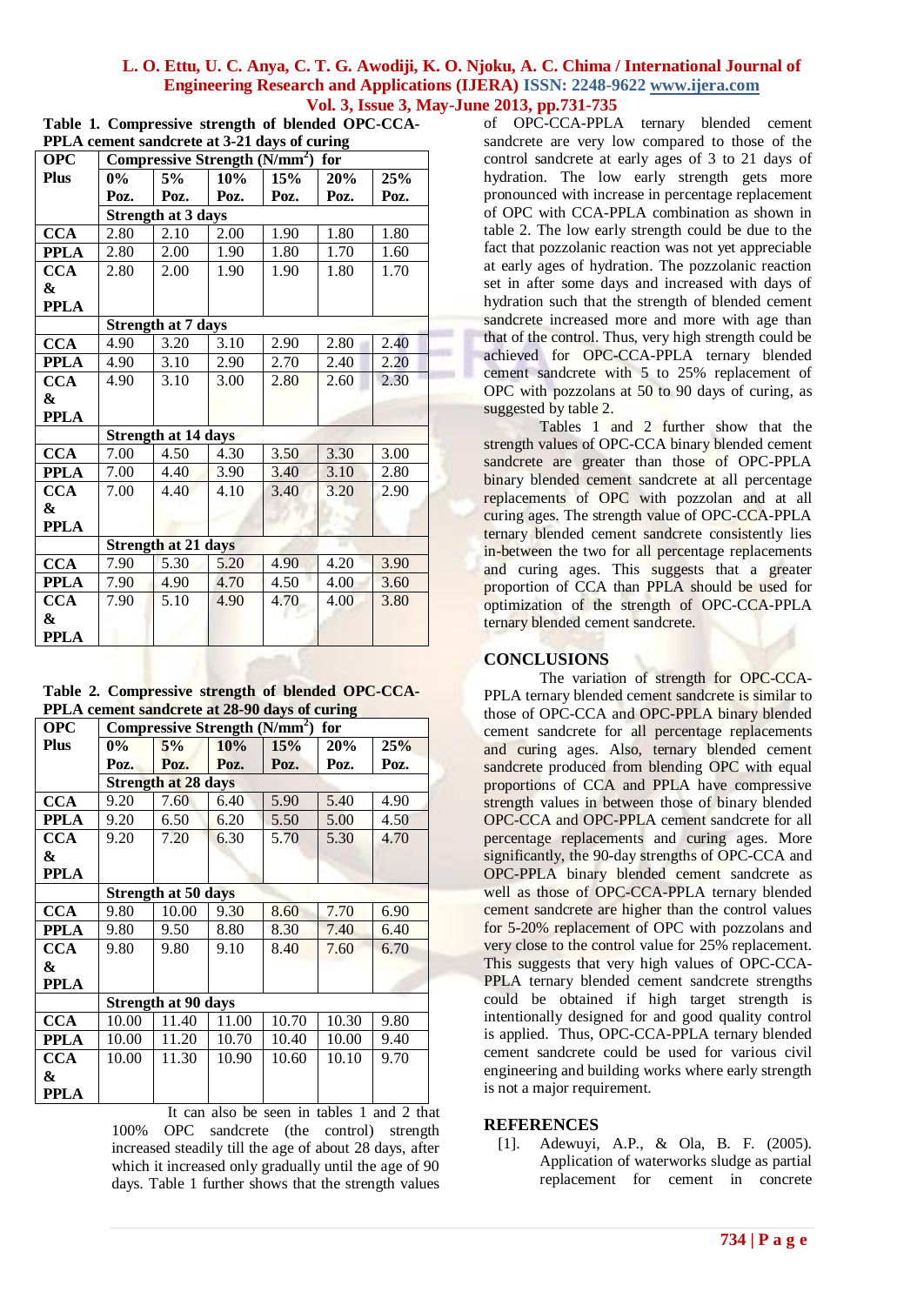**Table 1. Compressive strength of blended OPC-CCA-PPLA cement sandcrete at 3-21 days of curing**

| OPC Plus | Compressive Strength ($N/mm^2$) for | | | | | |
|---|---|---|---|---|---|---|
| | 0% Poz. | 5% Poz. | 10% Poz. | 15% Poz. | 20% Poz. | 25% Poz. |
| | Strength at 3 days | | | | | |
| CCA | 2.80 | 2.10 | 2.00 | 1.90 | 1.80 | 1.80 |
| PPLA | 2.80 | 2.00 | 1.90 | 1.80 | 1.70 | 1.60 |
| CCA & PPLA | 2.80 | 2.00 | 1.90 | 1.90 | 1.80 | 1.70 |
| | Strength at 7 days | | | | | |
| CCA | 4.90 | 3.20 | 3.10 | 2.90 | 2.80 | 2.40 |
| PPLA | 4.90 | 3.10 | 2.90 | 2.70 | 2.40 | 2.20 |
| CCA & PPLA | 4.90 | 3.10 | 3.00 | 2.80 | 2.60 | 2.30 |
| | Strength at 14 days | | | | | |
| CCA | 7.00 | 4.50 | 4.30 | 3.50 | 3.30 | 3.00 |
| PPLA | 7.00 | 4.40 | 3.90 | 3.40 | 3.10 | 2.80 |
| CCA & PPLA | 7.00 | 4.40 | 4.10 | 3.40 | 3.20 | 2.90 |
| | Strength at 21 days | | | | | |
| CCA | 7.90 | 5.30 | 5.20 | 4.90 | 4.20 | 3.90 |
| PPLA | 7.90 | 4.90 | 4.70 | 4.50 | 4.00 | 3.60 |
| CCA & PPLA | 7.90 | 5.10 | 4.90 | 4.70 | 4.00 | 3.80 |

**Table 2. Compressive strength of blended OPC-CCA-PPLA cement sandcrete at 28-90 days of curing**

| OPC Plus | Compressive Strength ($N/mm^2$) for | | | | | |
|---|---|---|---|---|---|---|
| | 0% Poz. | 5% Poz. | 10% Poz. | 15% Poz. | 20% Poz. | 25% Poz. |
| | Strength at 28 days | | | | | |
| CCA | 9.20 | 7.60 | 6.40 | 5.90 | 5.40 | 4.90 |
| PPLA | 9.20 | 6.50 | 6.20 | 5.50 | 5.00 | 4.50 |
| CCA & PPLA | 9.20 | 7.20 | 6.30 | 5.70 | 5.30 | 4.70 |
| | Strength at 50 days | | | | | |
| CCA | 9.80 | 10.00 | 9.30 | 8.60 | 7.70 | 6.90 |
| PPLA | 9.80 | 9.50 | 8.80 | 8.30 | 7.40 | 6.40 |
| CCA & PPLA | 9.80 | 9.80 | 9.10 | 8.40 | 7.60 | 6.70 |
| | Strength at 90 days | | | | | |
| CCA | 10.00 | 11.40 | 11.00 | 10.70 | 10.30 | 9.80 |
| PPLA | 10.00 | 11.20 | 10.70 | 10.40 | 10.00 | 9.40 |
| CCA & PPLA | 10.00 | 11.30 | 10.90 | 10.60 | 10.10 | 9.70 |

It can also be seen in tables 1 and 2 that 100% OPC sandcrete (the control) strength increased steadily till the age of about 28 days, after which it increased only gradually until the age of 90 days. Table 1 further shows that the strength values of OPC-CCA-PPLA ternary blended cement sandcrete are very low compared to those of the control sandcrete at early ages of 3 to 21 days of hydration. The low early strength gets more pronounced with increase in percentage replacement of OPC with CCA-PPLA combination as shown in table 2. The low early strength could be due to the fact that pozzolanic reaction was not yet appreciable at early ages of hydration. The pozzolanic reaction set in after some days and increased with days of hydration such that the strength of blended cement sandcrete increased more and more with age than that of the control. Thus, very high strength could be achieved for OPC-CCA-PPLA ternary blended cement sandcrete with 5 to 25% replacement of OPC with pozzolans at 50 to 90 days of curing, as suggested by table 2.

Tables 1 and 2 further show that the strength values of OPC-CCA binary blended cement sandcrete are greater than those of OPC-PPLA binary blended cement sandcrete at all percentage replacements of OPC with pozzolan and at all curing ages. The strength value of OPC-CCA-PPLA ternary blended cement sandcrete consistently lies in-between the two for all percentage replacements and curing ages. This suggests that a greater proportion of CCA than PPLA should be used for optimization of the strength of OPC-CCA-PPLA ternary blended cement sandcrete.

## CONCLUSIONS

The variation of strength for OPC-CCA-PPLA ternary blended cement sandcrete is similar to those of OPC-CCA and OPC-PPLA binary blended cement sandcrete for all percentage replacements and curing ages. Also, ternary blended cement sandcrete produced from blending OPC with equal proportions of CCA and PPLA have compressive strength values in between those of binary blended OPC-CCA and OPC-PPLA cement sandcrete for all percentage replacements and curing ages. More significantly, the 90-day strengths of OPC-CCA and OPC-PPLA binary blended cement sandcrete as well as those of OPC-CCA-PPLA ternary blended cement sandcrete are higher than the control values for 5-20% replacement of OPC with pozzolans and very close to the control value for 25% replacement. This suggests that very high values of OPC-CCA-PPLA ternary blended cement sandcrete strengths could be obtained if high target strength is intentionally designed for and good quality control is applied. Thus, OPC-CCA-PPLA ternary blended cement sandcrete could be used for various civil engineering and building works where early strength is not a major requirement.

## REFERENCES

[1]. Adewuyi, A.P., & Ola, B. F. (2005). Application of waterworks sludge as partial replacement for cement in concrete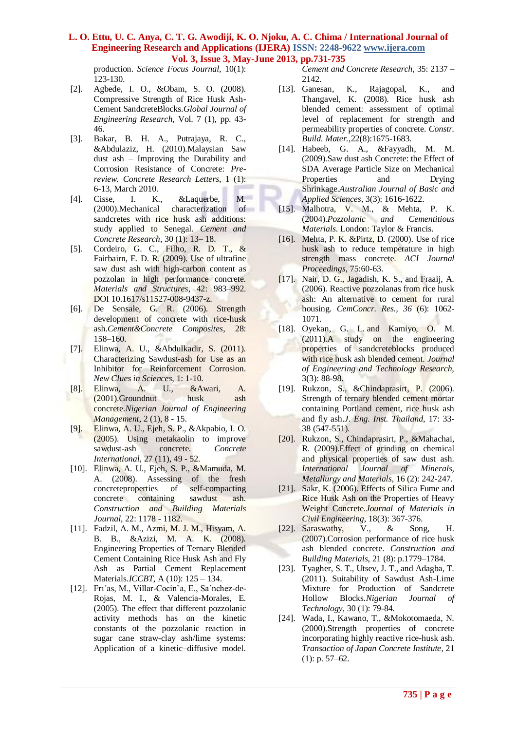production. *Science Focus Journal*, 10(1): 123-130.

[2]. Agbede, I. O., &Obam, S. O. (2008). Compressive Strength of Rice Husk Ash-Cement SandcreteBlocks.*Global Journal of Engineering Research*, Vol. 7 (1), pp. 43-46.

[3]. Bakar, B. H. A., Putrajaya, R. C., &Abdulaziz, H. (2010).Malaysian Saw dust ash – Improving the Durability and Corrosion Resistance of Concrete: *Pre-review. Concrete Research Letters*, 1 (1): 6-13, March 2010.

[4]. Cisse, I. K., &Laquerbe, M. (2000).Mechanical characterization of sandcretes with rice husk ash additions: study applied to Senegal. *Cement and Concrete Research*, 30 (1): 13– 18.

[5]. Cordeiro, G. C., Filho, R. D. T., & Fairbairn, E. D. R. (2009). Use of ultrafine saw dust ash with high-carbon content as pozzolan in high performance concrete. *Materials and Structures*, 42: 983–992. DOI 10.1617/s11527-008-9437-z.

[6]. De Sensale, G. R. (2006). Strength development of concrete with rice-husk ash.*Cement&Concrete Composites*, 28: 158–160.

[7]. Elinwa, A. U., &Abdulkadir, S. (2011). Characterizing Sawdust-ash for Use as an Inhibitor for Reinforcement Corrosion. *New Clues in Sciences*, 1: 1-10.

[8]. Elinwa, A. U., &Awari, A. (2001).Groundnut husk ash concrete.*Nigerian Journal of Engineering Management*, 2 (1), 8 - 15.

[9]. Elinwa, A. U., Ejeh, S. P., &Akpabio, I. O. (2005). Using metakaolin to improve sawdust-ash concrete. *Concrete International*, 27 (11), 49 - 52.

[10]. Elinwa, A. U., Ejeh, S. P., &Mamuda, M. A. (2008). Assessing of the fresh concreteproperties of self-compacting concrete containing sawdust ash. *Construction and Building Materials Journal*, 22: 1178 - 1182.

[11]. Fadzil, A. M., Azmi, M. J. M., Hisyam, A. B. B., &Azizi, M. A. K. (2008). Engineering Properties of Ternary Blended Cement Containing Rice Husk Ash and Fly Ash as Partial Cement Replacement Materials.*ICCBT*, A (10): 125 – 134.

[12]. Frı´as, M., Villar-Cocin˜a, E., Sa´nchez-de-Rojas, M. I., & Valencia-Morales, E. (2005). The effect that different pozzolanic activity methods has on the kinetic constants of the pozzolanic reaction in sugar cane straw-clay ash/lime systems: Application of a kinetic–diffusive model. *Cement and Concrete Research*, 35: 2137 – 2142.

[13]. Ganesan, K., Rajagopal, K., and Thangavel, K. (2008). Rice husk ash blended cement: assessment of optimal level of replacement for strength and permeability properties of concrete. *Constr. Build. Mater.*,22(8):1675-1683.

[14]. Habeeb, G. A., &Fayyadh, M. M. (2009).Saw dust ash Concrete: the Effect of SDA Average Particle Size on Mechanical Properties and Drying Shrinkage.*Australian Journal of Basic and Applied Sciences*, 3(3): 1616-1622.

[15]. Malhotra, V. M., & Mehta, P. K. (2004).*Pozzolanic and Cementitious Materials.* London: Taylor & Francis.

[16]. Mehta, P. K. &Pirtz, D. (2000). Use of rice husk ash to reduce temperature in high strength mass concrete. *ACI Journal Proceedings*, 75:60-63.

[17]. Nair, D. G., Jagadish, K. S., and Fraaij, A. (2006). Reactive pozzolanas from rice husk ash: An alternative to cement for rural housing. *CemConcr. Res., 36* (6): 1062-1071.

[18]. Oyekan, G. L. and Kamiyo, O. M. (2011).A study on the engineering properties of sandcreteblocks produced with rice husk ash blended cement. *Journal of Engineering and Technology Research*, 3(3): 88-98.

[19]. Rukzon, S., &Chindaprasirt, P. (2006). Strength of ternary blended cement mortar containing Portland cement, rice husk ash and fly ash.*J. Eng. Inst. Thailand*, 17: 33-38 (547-551).

[20]. Rukzon, S., Chindaprasirt, P., &Mahachai, R. (2009).Effect of grinding on chemical and physical properties of saw dust ash. *International Journal of Minerals, Metallurgy and Materials*, 16 (2): 242-247.

[21]. Sakr, K. (2006). Effects of Silica Fume and Rice Husk Ash on the Properties of Heavy Weight Concrete.*Journal of Materials in Civil Engineering*, 18(3): 367-376.

[22]. Saraswathy, V., & Song, H. (2007).Corrosion performance of rice husk ash blended concrete. *Construction and Building Materials*, 21 (8): p.1779–1784.

[23]. Tyagher, S. T., Utsev, J. T., and Adagba, T. (2011). Suitability of Sawdust Ash-Lime Mixture for Production of Sandcrete Hollow Blocks.*Nigerian Journal of Technology*, 30 (1): 79-84.

[24]. Wada, I., Kawano, T., &Mokotomaeda, N. (2000).Strength properties of concrete incorporating highly reactive rice-husk ash. *Transaction of Japan Concrete Institute*, 21 (1): p. 57–62.